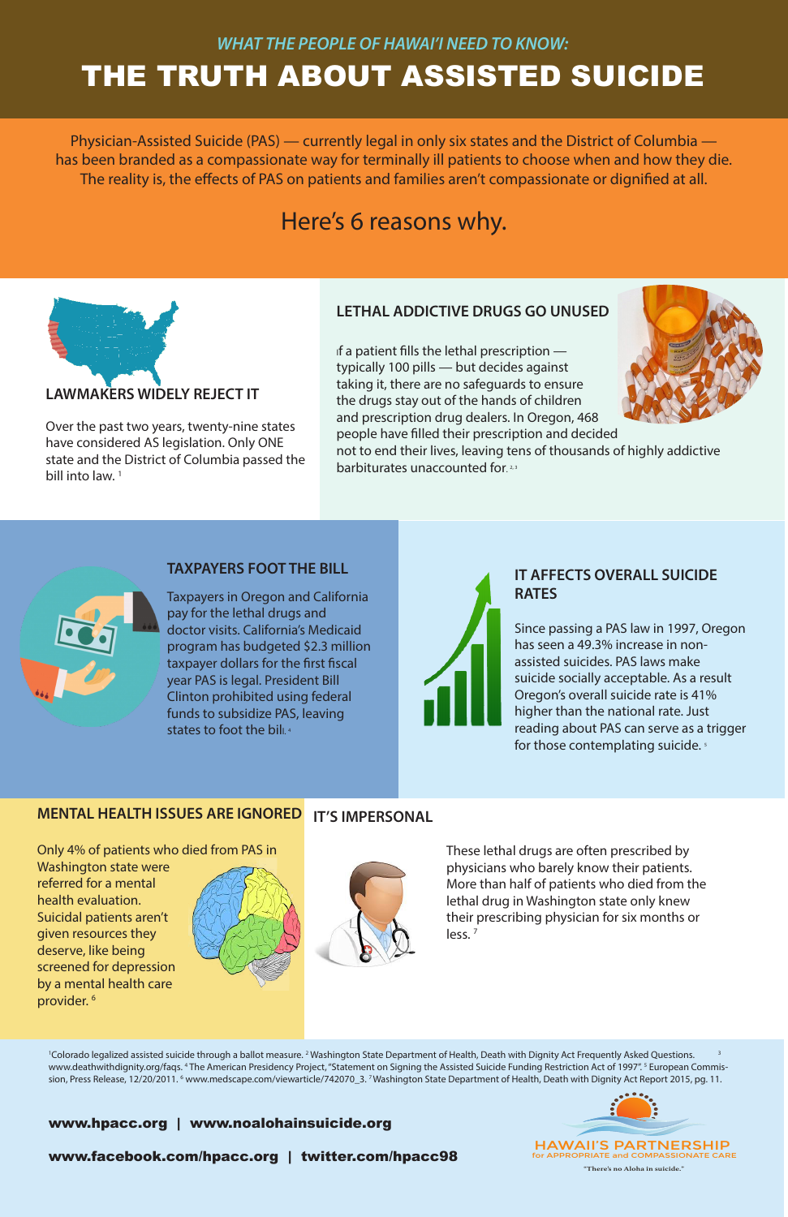*WHAT THE PEOPLE OF HAWAI'I NEED TO KNOW:*

# THE TRUTH ABOUT ASSISTED SUICIDE

Physician-Assisted Suicide (PAS) — currently legal in only six states and the District of Columbia — has been branded as a compassionate way for terminally ill patients to choose when and how they die. The reality is, the effects of PAS on patients and families aren't compassionate or dignified at all.

Here's 6 reasons why.

## LAWMAKERS WIDELY REJECT IT

Over the past two years, twenty-nine states have considered AS legislation. Only ONE state and the District of Columbia passed the bill into law. [1]

## LETHAL ADDICTIVE DRUGS GO UNUSED

If a patient fills the lethal prescription — typically 100 pills — but decides against taking it, there are no safeguards to ensure the drugs stay out of the hands of children and prescription drug dealers. In Oregon, 468 people have filled their prescription and decided not to end their lives, leaving tens of thousands of highly addictive barbiturates unaccounted for. [2,3]

## TAXPAYERS FOOT THE BILL

Taxpayers in Oregon and California pay for the lethal drugs and doctor visits. California's Medicaid program has budgeted $2.3 million taxpayer dollars for the first fiscal year PAS is legal. President Bill Clinton prohibited using federal funds to subsidize PAS, leaving states to foot the bill. [4]

## IT AFFECTS OVERALL SUICIDE RATES

Since passing a PAS law in 1997, Oregon has seen a 49.3% increase in non-assisted suicides. PAS laws make suicide socially acceptable. As a result Oregon's overall suicide rate is 41% higher than the national rate. Just reading about PAS can serve as a trigger for those contemplating suicide. [5]

## MENTAL HEALTH ISSUES ARE IGNORED

Only 4% of patients who died from PAS in Washington state were referred for a mental health evaluation. Suicidal patients aren't given resources they deserve, like being screened for depression by a mental health care provider. [6]

## IT'S IMPERSONAL

These lethal drugs are often prescribed by physicians who barely know their patients. More than half of patients who died from the lethal drug in Washington state only knew their prescribing physician for six months or less. [7]

---

[1] Colorado legalized assisted suicide through a ballot measure. [2] Washington State Department of Health, Death with Dignity Act Frequently Asked Questions. [3] www.deathwithdignity.org/faqs. [4] The American Presidency Project, "Statement on Signing the Assisted Suicide Funding Restriction Act of 1997". [5] European Commission, Press Release, 12/20/2011. [6] www.medscape.com/viewarticle/742070_3. [7] Washington State Department of Health, Death with Dignity Act Report 2015, pg. 11.

**www.hpacc.org | www.noalohainsuicide.org**

**www.facebook.com/hpacc.org | twitter.com/hpacc98**

HAWAII'S PARTNERSHIP for APPROPRIATE and COMPASSIONATE CARE

"There's no Aloha in suicide."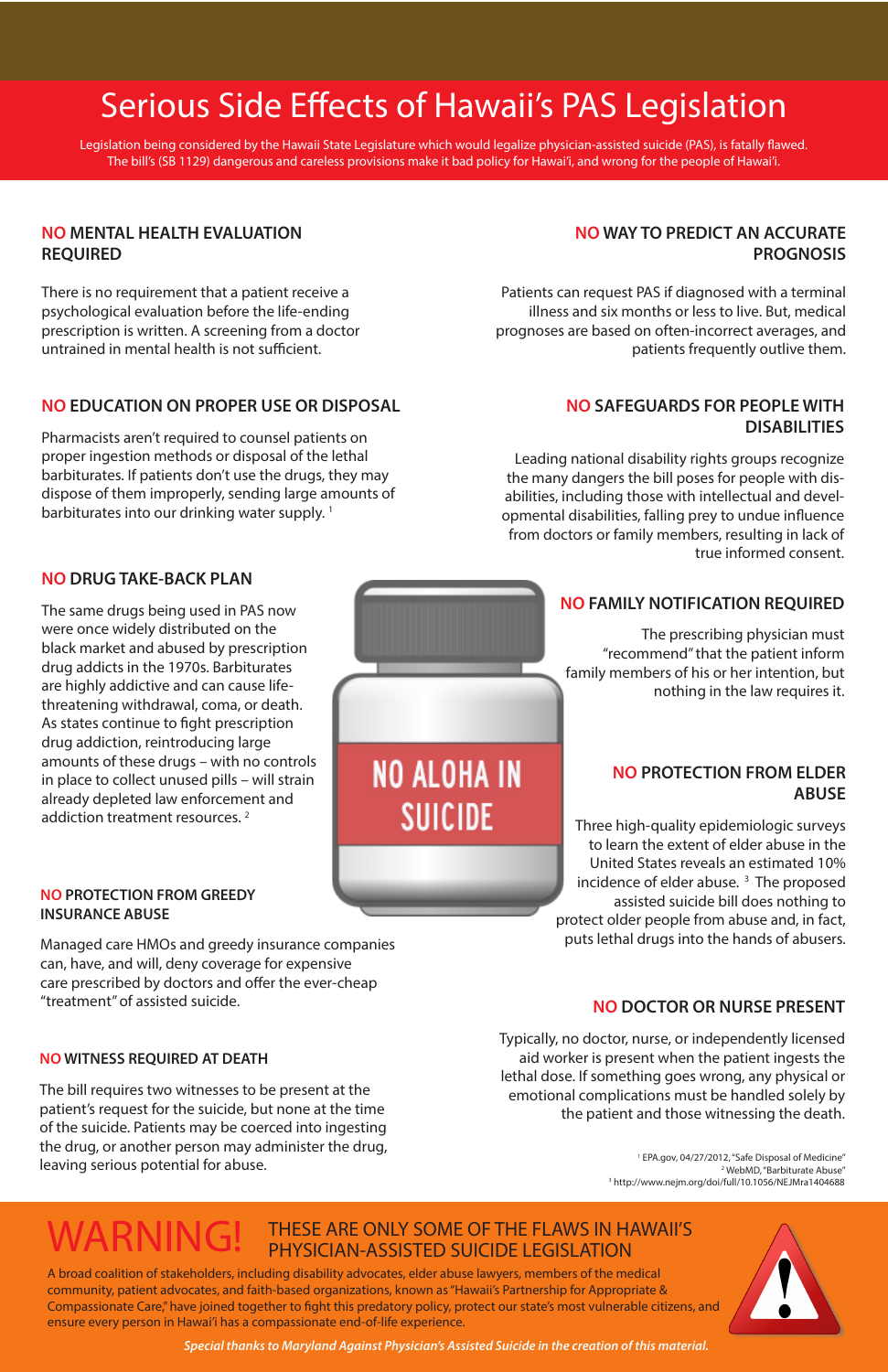# Serious Side Effects of Hawaii's PAS Legislation

Legislation being considered by the Hawaii State Legislature which would legalize physician-assisted suicide (PAS), is fatally flawed. The bill's (SB 1129) dangerous and careless provisions make it bad policy for Hawai'i, and wrong for the people of Hawai'i.

### NO MENTAL HEALTH EVALUATION REQUIRED

There is no requirement that a patient receive a psychological evaluation before the life-ending prescription is written. A screening from a doctor untrained in mental health is not sufficient.

### NO EDUCATION ON PROPER USE OR DISPOSAL

Pharmacists aren't required to counsel patients on proper ingestion methods or disposal of the lethal barbiturates. If patients don't use the drugs, they may dispose of them improperly, sending large amounts of barbiturates into our drinking water supply. [1]

### NO DRUG TAKE-BACK PLAN

The same drugs being used in PAS now were once widely distributed on the black market and abused by prescription drug addicts in the 1970s. Barbiturates are highly addictive and can cause life-threatening withdrawal, coma, or death. As states continue to fight prescription drug addiction, reintroducing large amounts of these drugs – with no controls in place to collect unused pills – will strain already depleted law enforcement and addiction treatment resources. [2]

### NO PROTECTION FROM GREEDY INSURANCE ABUSE

Managed care HMOs and greedy insurance companies can, have, and will, deny coverage for expensive care prescribed by doctors and offer the ever-cheap "treatment" of assisted suicide.

### NO WITNESS REQUIRED AT DEATH

The bill requires two witnesses to be present at the patient's request for the suicide, but none at the time of the suicide. Patients may be coerced into ingesting the drug, or another person may administer the drug, leaving serious potential for abuse.

NO ALOHA IN SUICIDE

### NO WAY TO PREDICT AN ACCURATE PROGNOSIS

Patients can request PAS if diagnosed with a terminal illness and six months or less to live. But, medical prognoses are based on often-incorrect averages, and patients frequently outlive them.

### NO SAFEGUARDS FOR PEOPLE WITH DISABILITIES

Leading national disability rights groups recognize the many dangers the bill poses for people with disabilities, including those with intellectual and developmental disabilities, falling prey to undue influence from doctors or family members, resulting in lack of true informed consent.

### NO FAMILY NOTIFICATION REQUIRED

The prescribing physician must "recommend" that the patient inform family members of his or her intention, but nothing in the law requires it.

### NO PROTECTION FROM ELDER ABUSE

Three high-quality epidemiologic surveys to learn the extent of elder abuse in the United States reveals an estimated 10% incidence of elder abuse. [3] The proposed assisted suicide bill does nothing to protect older people from abuse and, in fact, puts lethal drugs into the hands of abusers.

### NO DOCTOR OR NURSE PRESENT

Typically, no doctor, nurse, or independently licensed aid worker is present when the patient ingests the lethal dose. If something goes wrong, any physical or emotional complications must be handled solely by the patient and those witnessing the death.

[1] EPA.gov, 04/27/2012, "Safe Disposal of Medicine"
[2] WebMD, "Barbiturate Abuse"
[3] http://www.nejm.org/doi/full/10.1056/NEJMra1404688

## WARNING! THESE ARE ONLY SOME OF THE FLAWS IN HAWAII'S PHYSICIAN-ASSISTED SUICIDE LEGISLATION

A broad coalition of stakeholders, including disability advocates, elder abuse lawyers, members of the medical community, patient advocates, and faith-based organizations, known as "Hawaii's Partnership for Appropriate & Compassionate Care," have joined together to fight this predatory policy, protect our state's most vulnerable citizens, and ensure every person in Hawai'i has a compassionate end-of-life experience.

*Special thanks to Maryland Against Physician's Assisted Suicide in the creation of this material.*